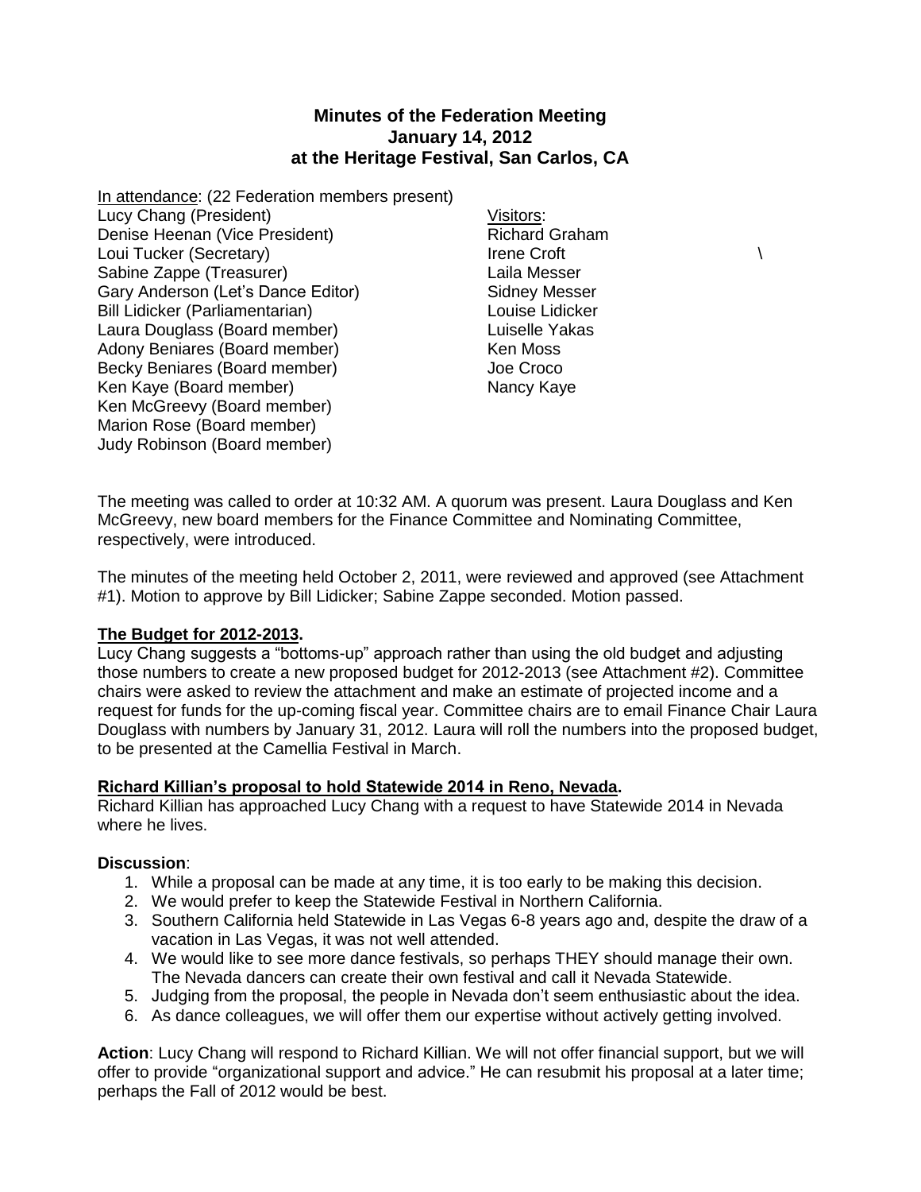# Minutes of the Federation Meeting
## January 14, 2012
## at the Heritage Festival, San Carlos, CA

In attendance: (22 Federation members present)

Lucy Chang (President)
Denise Heenan (Vice President)
Loui Tucker (Secretary)
Sabine Zappe (Treasurer)
Gary Anderson (Let's Dance Editor)
Bill Lidicker (Parliamentarian)
Laura Douglass (Board member)
Adony Beniares (Board member)
Becky Beniares (Board member)
Ken Kaye (Board member)
Ken McGreevy (Board member)
Marion Rose (Board member)
Judy Robinson (Board member)

Visitors:
Richard Graham
Irene Croft
Laila Messer
Sidney Messer
Louise Lidicker
Luiselle Yakas
Ken Moss
Joe Croco
Nancy Kaye

The meeting was called to order at 10:32 AM. A quorum was present. Laura Douglass and Ken McGreevy, new board members for the Finance Committee and Nominating Committee, respectively, were introduced.

The minutes of the meeting held October 2, 2011, were reviewed and approved (see Attachment #1). Motion to approve by Bill Lidicker; Sabine Zappe seconded. Motion passed.

**The Budget for 2012-2013.**

Lucy Chang suggests a "bottoms-up" approach rather than using the old budget and adjusting those numbers to create a new proposed budget for 2012-2013 (see Attachment #2). Committee chairs were asked to review the attachment and make an estimate of projected income and a request for funds for the up-coming fiscal year. Committee chairs are to email Finance Chair Laura Douglass with numbers by January 31, 2012. Laura will roll the numbers into the proposed budget, to be presented at the Camellia Festival in March.

**Richard Killian's proposal to hold Statewide 2014 in Reno, Nevada.**

Richard Killian has approached Lucy Chang with a request to have Statewide 2014 in Nevada where he lives.

**Discussion**:

1. While a proposal can be made at any time, it is too early to be making this decision.
2. We would prefer to keep the Statewide Festival in Northern California.
3. Southern California held Statewide in Las Vegas 6-8 years ago and, despite the draw of a vacation in Las Vegas, it was not well attended.
4. We would like to see more dance festivals, so perhaps THEY should manage their own. The Nevada dancers can create their own festival and call it Nevada Statewide.
5. Judging from the proposal, the people in Nevada don't seem enthusiastic about the idea.
6. As dance colleagues, we will offer them our expertise without actively getting involved.

**Action**: Lucy Chang will respond to Richard Killian. We will not offer financial support, but we will offer to provide "organizational support and advice." He can resubmit his proposal at a later time; perhaps the Fall of 2012 would be best.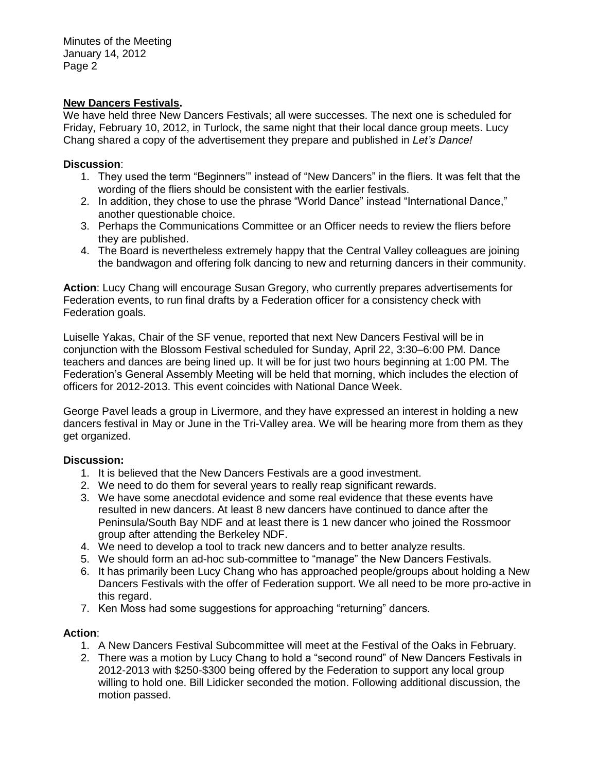**New Dancers Festivals.**
We have held three New Dancers Festivals; all were successes. The next one is scheduled for Friday, February 10, 2012, in Turlock, the same night that their local dance group meets. Lucy Chang shared a copy of the advertisement they prepare and published in *Let's Dance!*

**Discussion**:

1. They used the term "Beginners'" instead of "New Dancers" in the fliers. It was felt that the wording of the fliers should be consistent with the earlier festivals.
2. In addition, they chose to use the phrase "World Dance" instead "International Dance," another questionable choice.
3. Perhaps the Communications Committee or an Officer needs to review the fliers before they are published.
4. The Board is nevertheless extremely happy that the Central Valley colleagues are joining the bandwagon and offering folk dancing to new and returning dancers in their community.

**Action**: Lucy Chang will encourage Susan Gregory, who currently prepares advertisements for Federation events, to run final drafts by a Federation officer for a consistency check with Federation goals.

Luiselle Yakas, Chair of the SF venue, reported that next New Dancers Festival will be in conjunction with the Blossom Festival scheduled for Sunday, April 22, 3:30–6:00 PM. Dance teachers and dances are being lined up. It will be for just two hours beginning at 1:00 PM. The Federation's General Assembly Meeting will be held that morning, which includes the election of officers for 2012-2013. This event coincides with National Dance Week.

George Pavel leads a group in Livermore, and they have expressed an interest in holding a new dancers festival in May or June in the Tri-Valley area. We will be hearing more from them as they get organized.

**Discussion:**

1. It is believed that the New Dancers Festivals are a good investment.
2. We need to do them for several years to really reap significant rewards.
3. We have some anecdotal evidence and some real evidence that these events have resulted in new dancers. At least 8 new dancers have continued to dance after the Peninsula/South Bay NDF and at least there is 1 new dancer who joined the Rossmoor group after attending the Berkeley NDF.
4. We need to develop a tool to track new dancers and to better analyze results.
5. We should form an ad-hoc sub-committee to "manage" the New Dancers Festivals.
6. It has primarily been Lucy Chang who has approached people/groups about holding a New Dancers Festivals with the offer of Federation support. We all need to be more pro-active in this regard.
7. Ken Moss had some suggestions for approaching "returning" dancers.

**Action**:

1. A New Dancers Festival Subcommittee will meet at the Festival of the Oaks in February.
2. There was a motion by Lucy Chang to hold a "second round" of New Dancers Festivals in 2012-2013 with $250-$300 being offered by the Federation to support any local group willing to hold one. Bill Lidicker seconded the motion. Following additional discussion, the motion passed.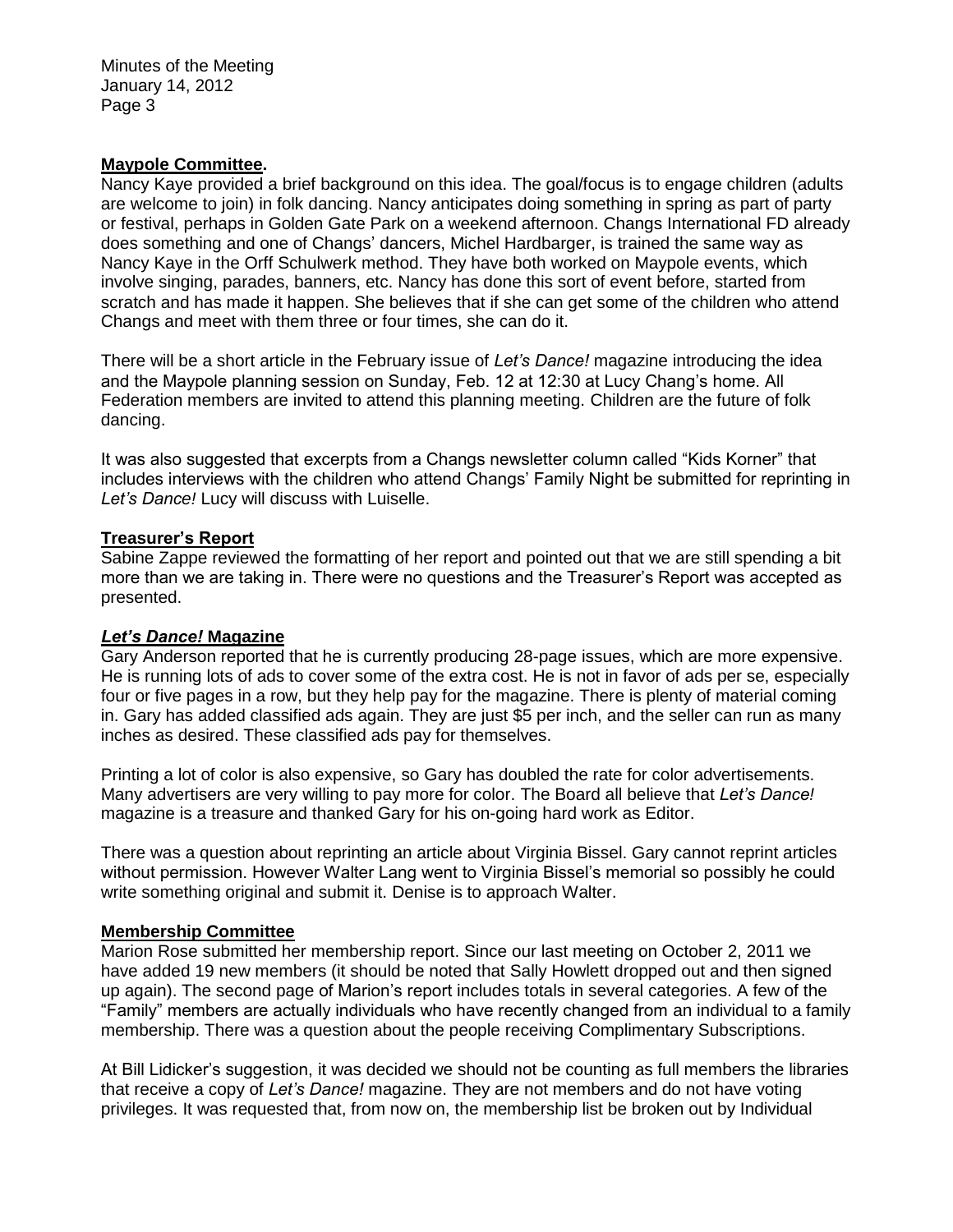**Maypole Committee.**

Nancy Kaye provided a brief background on this idea. The goal/focus is to engage children (adults are welcome to join) in folk dancing. Nancy anticipates doing something in spring as part of party or festival, perhaps in Golden Gate Park on a weekend afternoon. Changs International FD already does something and one of Changs' dancers, Michel Hardbarger, is trained the same way as Nancy Kaye in the Orff Schulwerk method. They have both worked on Maypole events, which involve singing, parades, banners, etc. Nancy has done this sort of event before, started from scratch and has made it happen. She believes that if she can get some of the children who attend Changs and meet with them three or four times, she can do it.

There will be a short article in the February issue of *Let's Dance!* magazine introducing the idea and the Maypole planning session on Sunday, Feb. 12 at 12:30 at Lucy Chang's home. All Federation members are invited to attend this planning meeting. Children are the future of folk dancing.

It was also suggested that excerpts from a Changs newsletter column called "Kids Korner" that includes interviews with the children who attend Changs' Family Night be submitted for reprinting in *Let's Dance!* Lucy will discuss with Luiselle.

**Treasurer's Report**

Sabine Zappe reviewed the formatting of her report and pointed out that we are still spending a bit more than we are taking in. There were no questions and the Treasurer's Report was accepted as presented.

***Let's Dance!* Magazine**

Gary Anderson reported that he is currently producing 28-page issues, which are more expensive. He is running lots of ads to cover some of the extra cost. He is not in favor of ads per se, especially four or five pages in a row, but they help pay for the magazine. There is plenty of material coming in. Gary has added classified ads again. They are just $5 per inch, and the seller can run as many inches as desired. These classified ads pay for themselves.

Printing a lot of color is also expensive, so Gary has doubled the rate for color advertisements. Many advertisers are very willing to pay more for color. The Board all believe that *Let's Dance!* magazine is a treasure and thanked Gary for his on-going hard work as Editor.

There was a question about reprinting an article about Virginia Bissel. Gary cannot reprint articles without permission. However Walter Lang went to Virginia Bissel's memorial so possibly he could write something original and submit it. Denise is to approach Walter.

**Membership Committee**

Marion Rose submitted her membership report. Since our last meeting on October 2, 2011 we have added 19 new members (it should be noted that Sally Howlett dropped out and then signed up again). The second page of Marion's report includes totals in several categories. A few of the "Family" members are actually individuals who have recently changed from an individual to a family membership. There was a question about the people receiving Complimentary Subscriptions.

At Bill Lidicker's suggestion, it was decided we should not be counting as full members the libraries that receive a copy of *Let's Dance!* magazine. They are not members and do not have voting privileges. It was requested that, from now on, the membership list be broken out by Individual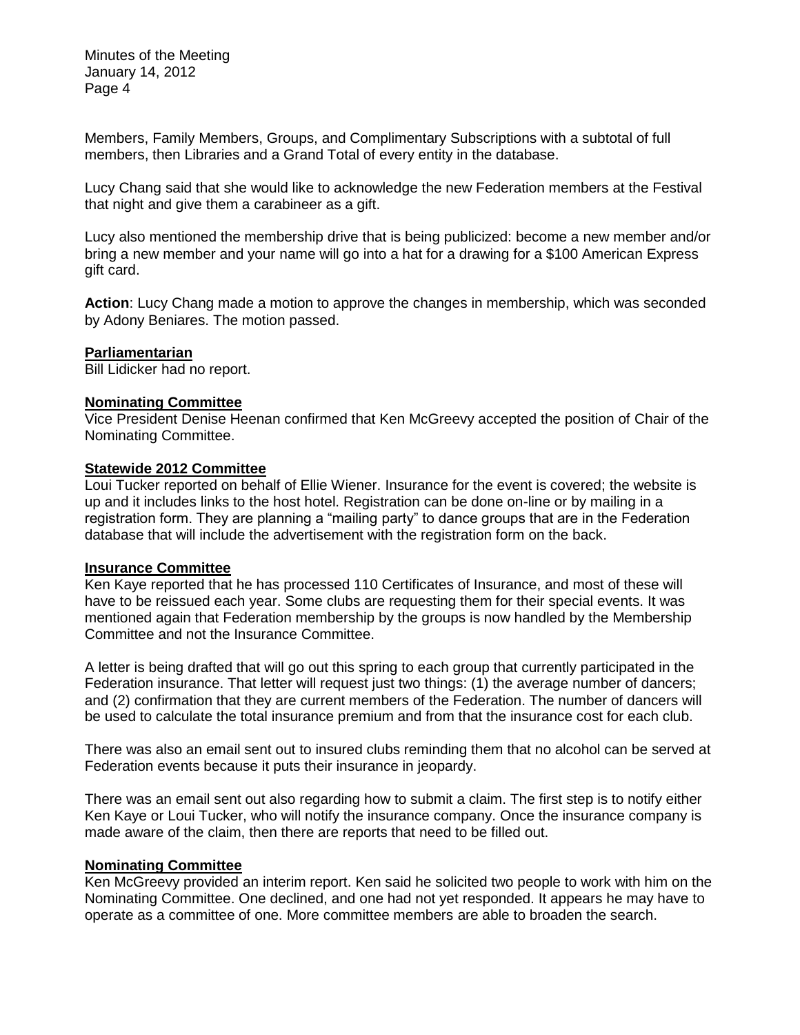Members, Family Members, Groups, and Complimentary Subscriptions with a subtotal of full members, then Libraries and a Grand Total of every entity in the database.

Lucy Chang said that she would like to acknowledge the new Federation members at the Festival that night and give them a carabineer as a gift.

Lucy also mentioned the membership drive that is being publicized: become a new member and/or bring a new member and your name will go into a hat for a drawing for a $100 American Express gift card.

**Action**: Lucy Chang made a motion to approve the changes in membership, which was seconded by Adony Beniares. The motion passed.

**Parliamentarian**

Bill Lidicker had no report.

**Nominating Committee**

Vice President Denise Heenan confirmed that Ken McGreevy accepted the position of Chair of the Nominating Committee.

**Statewide 2012 Committee**

Loui Tucker reported on behalf of Ellie Wiener. Insurance for the event is covered; the website is up and it includes links to the host hotel. Registration can be done on-line or by mailing in a registration form. They are planning a "mailing party" to dance groups that are in the Federation database that will include the advertisement with the registration form on the back.

**Insurance Committee**

Ken Kaye reported that he has processed 110 Certificates of Insurance, and most of these will have to be reissued each year. Some clubs are requesting them for their special events. It was mentioned again that Federation membership by the groups is now handled by the Membership Committee and not the Insurance Committee.

A letter is being drafted that will go out this spring to each group that currently participated in the Federation insurance. That letter will request just two things: (1) the average number of dancers; and (2) confirmation that they are current members of the Federation. The number of dancers will be used to calculate the total insurance premium and from that the insurance cost for each club.

There was also an email sent out to insured clubs reminding them that no alcohol can be served at Federation events because it puts their insurance in jeopardy.

There was an email sent out also regarding how to submit a claim. The first step is to notify either Ken Kaye or Loui Tucker, who will notify the insurance company. Once the insurance company is made aware of the claim, then there are reports that need to be filled out.

**Nominating Committee**

Ken McGreevy provided an interim report. Ken said he solicited two people to work with him on the Nominating Committee. One declined, and one had not yet responded. It appears he may have to operate as a committee of one. More committee members are able to broaden the search.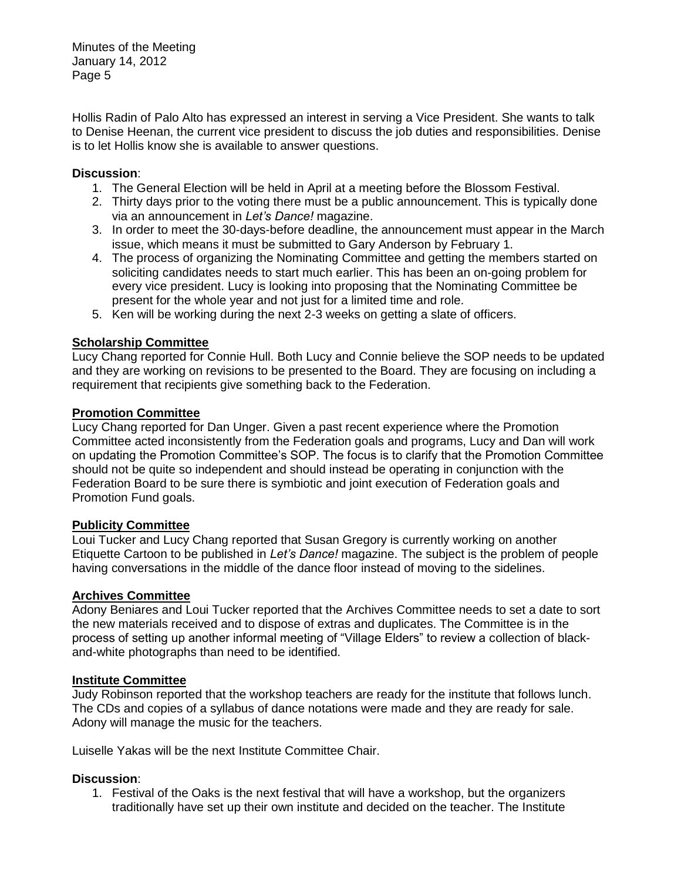Hollis Radin of Palo Alto has expressed an interest in serving a Vice President. She wants to talk to Denise Heenan, the current vice president to discuss the job duties and responsibilities. Denise is to let Hollis know she is available to answer questions.

**Discussion**:

1. The General Election will be held in April at a meeting before the Blossom Festival.
2. Thirty days prior to the voting there must be a public announcement. This is typically done via an announcement in *Let's Dance!* magazine.
3. In order to meet the 30-days-before deadline, the announcement must appear in the March issue, which means it must be submitted to Gary Anderson by February 1.
4. The process of organizing the Nominating Committee and getting the members started on soliciting candidates needs to start much earlier. This has been an on-going problem for every vice president. Lucy is looking into proposing that the Nominating Committee be present for the whole year and not just for a limited time and role.
5. Ken will be working during the next 2-3 weeks on getting a slate of officers.

**Scholarship Committee**

Lucy Chang reported for Connie Hull. Both Lucy and Connie believe the SOP needs to be updated and they are working on revisions to be presented to the Board. They are focusing on including a requirement that recipients give something back to the Federation.

**Promotion Committee**

Lucy Chang reported for Dan Unger. Given a past recent experience where the Promotion Committee acted inconsistently from the Federation goals and programs, Lucy and Dan will work on updating the Promotion Committee's SOP. The focus is to clarify that the Promotion Committee should not be quite so independent and should instead be operating in conjunction with the Federation Board to be sure there is symbiotic and joint execution of Federation goals and Promotion Fund goals.

**Publicity Committee**

Loui Tucker and Lucy Chang reported that Susan Gregory is currently working on another Etiquette Cartoon to be published in *Let's Dance!* magazine. The subject is the problem of people having conversations in the middle of the dance floor instead of moving to the sidelines.

**Archives Committee**

Adony Beniares and Loui Tucker reported that the Archives Committee needs to set a date to sort the new materials received and to dispose of extras and duplicates. The Committee is in the process of setting up another informal meeting of "Village Elders" to review a collection of black-and-white photographs than need to be identified.

**Institute Committee**

Judy Robinson reported that the workshop teachers are ready for the institute that follows lunch. The CDs and copies of a syllabus of dance notations were made and they are ready for sale. Adony will manage the music for the teachers.

Luiselle Yakas will be the next Institute Committee Chair.

**Discussion**:

1. Festival of the Oaks is the next festival that will have a workshop, but the organizers traditionally have set up their own institute and decided on the teacher. The Institute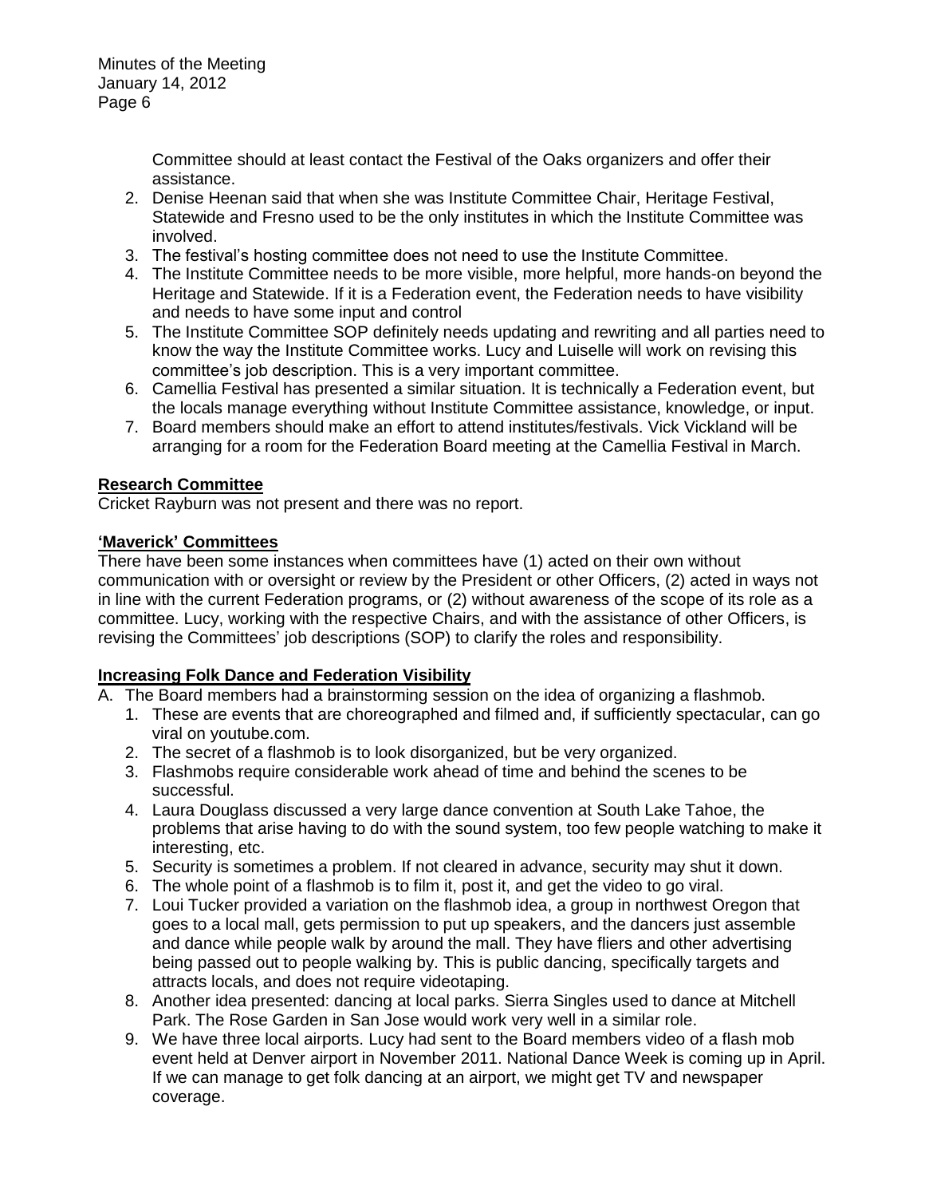Committee should at least contact the Festival of the Oaks organizers and offer their assistance.

2. Denise Heenan said that when she was Institute Committee Chair, Heritage Festival, Statewide and Fresno used to be the only institutes in which the Institute Committee was involved.
3. The festival's hosting committee does not need to use the Institute Committee.
4. The Institute Committee needs to be more visible, more helpful, more hands-on beyond the Heritage and Statewide. If it is a Federation event, the Federation needs to have visibility and needs to have some input and control
5. The Institute Committee SOP definitely needs updating and rewriting and all parties need to know the way the Institute Committee works. Lucy and Luiselle will work on revising this committee's job description. This is a very important committee.
6. Camellia Festival has presented a similar situation. It is technically a Federation event, but the locals manage everything without Institute Committee assistance, knowledge, or input.
7. Board members should make an effort to attend institutes/festivals. Vick Vickland will be arranging for a room for the Federation Board meeting at the Camellia Festival in March.

**Research Committee**

Cricket Rayburn was not present and there was no report.

**'Maverick' Committees**

There have been some instances when committees have (1) acted on their own without communication with or oversight or review by the President or other Officers, (2) acted in ways not in line with the current Federation programs, or (2) without awareness of the scope of its role as a committee. Lucy, working with the respective Chairs, and with the assistance of other Officers, is revising the Committees' job descriptions (SOP) to clarify the roles and responsibility.

**Increasing Folk Dance and Federation Visibility**

A. The Board members had a brainstorming session on the idea of organizing a flashmob.

1. These are events that are choreographed and filmed and, if sufficiently spectacular, can go viral on youtube.com.
2. The secret of a flashmob is to look disorganized, but be very organized.
3. Flashmobs require considerable work ahead of time and behind the scenes to be successful.
4. Laura Douglass discussed a very large dance convention at South Lake Tahoe, the problems that arise having to do with the sound system, too few people watching to make it interesting, etc.
5. Security is sometimes a problem. If not cleared in advance, security may shut it down.
6. The whole point of a flashmob is to film it, post it, and get the video to go viral.
7. Loui Tucker provided a variation on the flashmob idea, a group in northwest Oregon that goes to a local mall, gets permission to put up speakers, and the dancers just assemble and dance while people walk by around the mall. They have fliers and other advertising being passed out to people walking by. This is public dancing, specifically targets and attracts locals, and does not require videotaping.
8. Another idea presented: dancing at local parks. Sierra Singles used to dance at Mitchell Park. The Rose Garden in San Jose would work very well in a similar role.
9. We have three local airports. Lucy had sent to the Board members video of a flash mob event held at Denver airport in November 2011. National Dance Week is coming up in April. If we can manage to get folk dancing at an airport, we might get TV and newspaper coverage.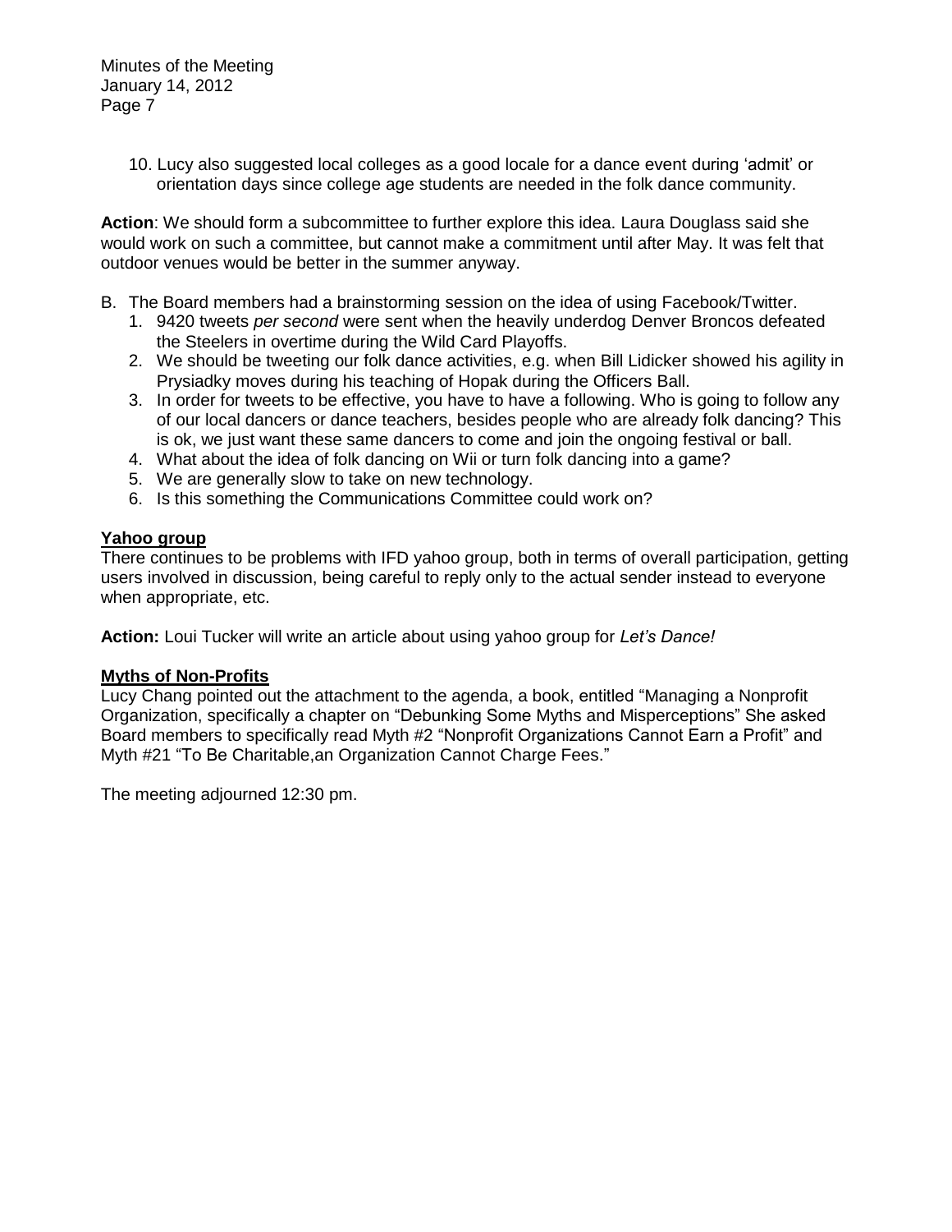10. Lucy also suggested local colleges as a good locale for a dance event during 'admit' or orientation days since college age students are needed in the folk dance community.

**Action**: We should form a subcommittee to further explore this idea. Laura Douglass said she would work on such a committee, but cannot make a commitment until after May. It was felt that outdoor venues would be better in the summer anyway.

B. The Board members had a brainstorming session on the idea of using Facebook/Twitter.
   1. 9420 tweets *per second* were sent when the heavily underdog Denver Broncos defeated the Steelers in overtime during the Wild Card Playoffs.
   2. We should be tweeting our folk dance activities, e.g. when Bill Lidicker showed his agility in Prysiadky moves during his teaching of Hopak during the Officers Ball.
   3. In order for tweets to be effective, you have to have a following. Who is going to follow any of our local dancers or dance teachers, besides people who are already folk dancing? This is ok, we just want these same dancers to come and join the ongoing festival or ball.
   4. What about the idea of folk dancing on Wii or turn folk dancing into a game?
   5. We are generally slow to take on new technology.
   6. Is this something the Communications Committee could work on?

**<u>Yahoo group</u>**

There continues to be problems with IFD yahoo group, both in terms of overall participation, getting users involved in discussion, being careful to reply only to the actual sender instead to everyone when appropriate, etc.

**Action:** Loui Tucker will write an article about using yahoo group for *Let's Dance!*

**<u>Myths of Non-Profits</u>**

Lucy Chang pointed out the attachment to the agenda, a book, entitled "Managing a Nonprofit Organization, specifically a chapter on "Debunking Some Myths and Misperceptions" She asked Board members to specifically read Myth #2 "Nonprofit Organizations Cannot Earn a Profit" and Myth #21 "To Be Charitable,an Organization Cannot Charge Fees."

The meeting adjourned 12:30 pm.